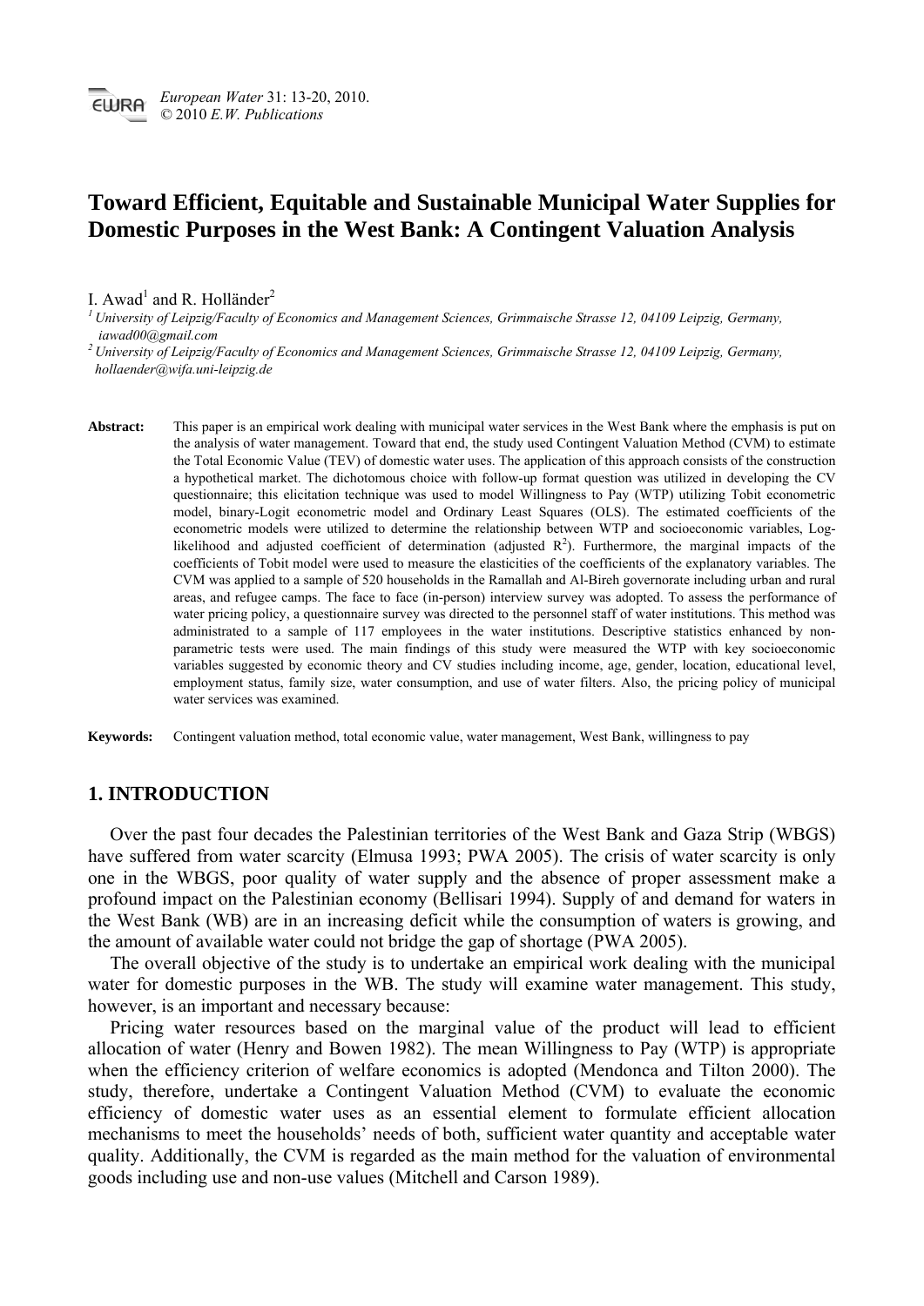# Toward Efficient, Equitable and Sustainable Municipal Water Supplies for Domestic Purposes in the West Bank: A Contingent Valuation Analysis

I. Awad[1] and R. Holländer[2]

[1] University of Leipzig/Faculty of Economics and Management Sciences, Grimmaische Strasse 12, 04109 Leipzig, Germany, iawad00@gmail.com

[2] University of Leipzig/Faculty of Economics and Management Sciences, Grimmaische Strasse 12, 04109 Leipzig, Germany, hollaender@wifa.uni-leipzig.de

**Abstract:** This paper is an empirical work dealing with municipal water services in the West Bank where the emphasis is put on the analysis of water management. Toward that end, the study used Contingent Valuation Method (CVM) to estimate the Total Economic Value (TEV) of domestic water uses. The application of this approach consists of the construction a hypothetical market. The dichotomous choice with follow-up format question was utilized in developing the CV questionnaire; this elicitation technique was used to model Willingness to Pay (WTP) utilizing Tobit econometric model, binary-Logit econometric model and Ordinary Least Squares (OLS). The estimated coefficients of the econometric models were utilized to determine the relationship between WTP and socioeconomic variables, Log-likelihood and adjusted coefficient of determination (adjusted $R^2$). Furthermore, the marginal impacts of the coefficients of Tobit model were used to measure the elasticities of the coefficients of the explanatory variables. The CVM was applied to a sample of 520 households in the Ramallah and Al-Bireh governorate including urban and rural areas, and refugee camps. The face to face (in-person) interview survey was adopted. To assess the performance of water pricing policy, a questionnaire survey was directed to the personnel staff of water institutions. This method was administrated to a sample of 117 employees in the water institutions. Descriptive statistics enhanced by non-parametric tests were used. The main findings of this study were measured the WTP with key socioeconomic variables suggested by economic theory and CV studies including income, age, gender, location, educational level, employment status, family size, water consumption, and use of water filters. Also, the pricing policy of municipal water services was examined.

**Keywords:** Contingent valuation method, total economic value, water management, West Bank, willingness to pay

## 1. INTRODUCTION

Over the past four decades the Palestinian territories of the West Bank and Gaza Strip (WBGS) have suffered from water scarcity (Elmusa 1993; PWA 2005). The crisis of water scarcity is only one in the WBGS, poor quality of water supply and the absence of proper assessment make a profound impact on the Palestinian economy (Bellisari 1994). Supply of and demand for waters in the West Bank (WB) are in an increasing deficit while the consumption of waters is growing, and the amount of available water could not bridge the gap of shortage (PWA 2005).

The overall objective of the study is to undertake an empirical work dealing with the municipal water for domestic purposes in the WB. The study will examine water management. This study, however, is an important and necessary because:

Pricing water resources based on the marginal value of the product will lead to efficient allocation of water (Henry and Bowen 1982). The mean Willingness to Pay (WTP) is appropriate when the efficiency criterion of welfare economics is adopted (Mendonca and Tilton 2000). The study, therefore, undertake a Contingent Valuation Method (CVM) to evaluate the economic efficiency of domestic water uses as an essential element to formulate efficient allocation mechanisms to meet the households' needs of both, sufficient water quantity and acceptable water quality. Additionally, the CVM is regarded as the main method for the valuation of environmental goods including use and non-use values (Mitchell and Carson 1989).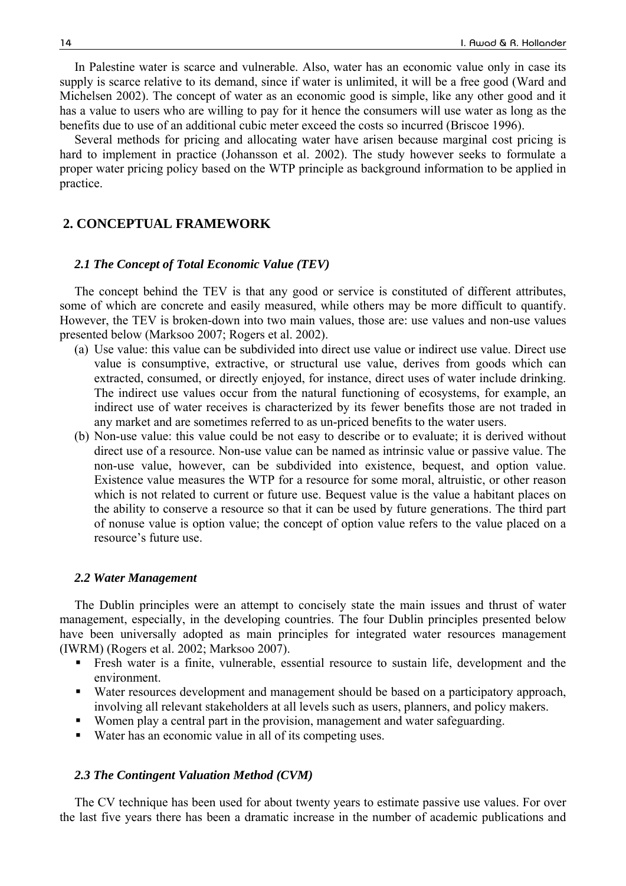In Palestine water is scarce and vulnerable. Also, water has an economic value only in case its supply is scarce relative to its demand, since if water is unlimited, it will be a free good (Ward and Michelsen 2002). The concept of water as an economic good is simple, like any other good and it has a value to users who are willing to pay for it hence the consumers will use water as long as the benefits due to use of an additional cubic meter exceed the costs so incurred (Briscoe 1996).

Several methods for pricing and allocating water have arisen because marginal cost pricing is hard to implement in practice (Johansson et al. 2002). The study however seeks to formulate a proper water pricing policy based on the WTP principle as background information to be applied in practice.

## 2. CONCEPTUAL FRAMEWORK

### *2.1 The Concept of Total Economic Value (TEV)*

The concept behind the TEV is that any good or service is constituted of different attributes, some of which are concrete and easily measured, while others may be more difficult to quantify. However, the TEV is broken-down into two main values, those are: use values and non-use values presented below (Marksoo 2007; Rogers et al. 2002).

(a) Use value: this value can be subdivided into direct use value or indirect use value. Direct use value is consumptive, extractive, or structural use value, derives from goods which can extracted, consumed, or directly enjoyed, for instance, direct uses of water include drinking. The indirect use values occur from the natural functioning of ecosystems, for example, an indirect use of water receives is characterized by its fewer benefits those are not traded in any market and are sometimes referred to as un-priced benefits to the water users.

(b) Non-use value: this value could be not easy to describe or to evaluate; it is derived without direct use of a resource. Non-use value can be named as intrinsic value or passive value. The non-use value, however, can be subdivided into existence, bequest, and option value. Existence value measures the WTP for a resource for some moral, altruistic, or other reason which is not related to current or future use. Bequest value is the value a habitant places on the ability to conserve a resource so that it can be used by future generations. The third part of nonuse value is option value; the concept of option value refers to the value placed on a resource's future use.

### *2.2 Water Management*

The Dublin principles were an attempt to concisely state the main issues and thrust of water management, especially, in the developing countries. The four Dublin principles presented below have been universally adopted as main principles for integrated water resources management (IWRM) (Rogers et al. 2002; Marksoo 2007).

- Fresh water is a finite, vulnerable, essential resource to sustain life, development and the environment.
- Water resources development and management should be based on a participatory approach, involving all relevant stakeholders at all levels such as users, planners, and policy makers.
- Women play a central part in the provision, management and water safeguarding.
- Water has an economic value in all of its competing uses.

### *2.3 The Contingent Valuation Method (CVM)*

The CV technique has been used for about twenty years to estimate passive use values. For over the last five years there has been a dramatic increase in the number of academic publications and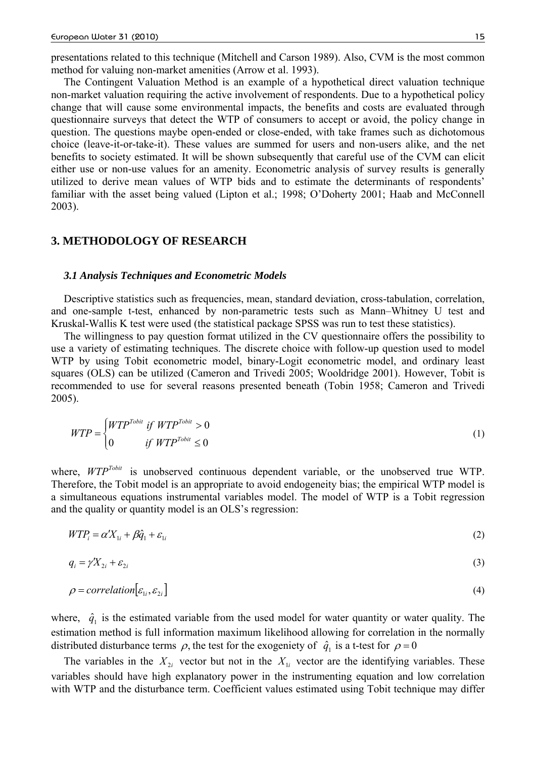presentations related to this technique (Mitchell and Carson 1989). Also, CVM is the most common method for valuing non-market amenities (Arrow et al. 1993).

The Contingent Valuation Method is an example of a hypothetical direct valuation technique non-market valuation requiring the active involvement of respondents. Due to a hypothetical policy change that will cause some environmental impacts, the benefits and costs are evaluated through questionnaire surveys that detect the WTP of consumers to accept or avoid, the policy change in question. The questions maybe open-ended or close-ended, with take frames such as dichotomous choice (leave-it-or-take-it). These values are summed for users and non-users alike, and the net benefits to society estimated. It will be shown subsequently that careful use of the CVM can elicit either use or non-use values for an amenity. Econometric analysis of survey results is generally utilized to derive mean values of WTP bids and to estimate the determinants of respondents' familiar with the asset being valued (Lipton et al.; 1998; O'Doherty 2001; Haab and McConnell 2003).

## 3. METHODOLOGY OF RESEARCH

### *3.1 Analysis Techniques and Econometric Models*

Descriptive statistics such as frequencies, mean, standard deviation, cross-tabulation, correlation, and one-sample t-test, enhanced by non-parametric tests such as Mann–Whitney U test and Kruskal-Wallis K test were used (the statistical package SPSS was run to test these statistics).

The willingness to pay question format utilized in the CV questionnaire offers the possibility to use a variety of estimating techniques. The discrete choice with follow-up question used to model WTP by using Tobit econometric model, binary-Logit econometric model, and ordinary least squares (OLS) can be utilized (Cameron and Trivedi 2005; Wooldridge 2001). However, Tobit is recommended to use for several reasons presented beneath (Tobin 1958; Cameron and Trivedi 2005).

$$WTP = \begin{cases} WTP^{Tobit} & if\ WTP^{Tobit} > 0 \\ 0 & if\ WTP^{Tobit} \leq 0 \end{cases} \tag{1}$$

where, $WTP^{Tobit}$ is unobserved continuous dependent variable, or the unobserved true WTP. Therefore, the Tobit model is an appropriate to avoid endogeneity bias; the empirical WTP model is a simultaneous equations instrumental variables model. The model of WTP is a Tobit regression and the quality or quantity model is an OLS's regression:

$$WTP_i = \alpha' X_{1i} + \beta \hat{q}_1 + \varepsilon_{1i} \tag{2}$$

$$q_i = \gamma' X_{2i} + \varepsilon_{2i} \tag{3}$$

$$\rho = correlation[\varepsilon_{1i}, \varepsilon_{2i}] \tag{4}$$

where, $\hat{q}_1$ is the estimated variable from the used model for water quantity or water quality. The estimation method is full information maximum likelihood allowing for correlation in the normally distributed disturbance terms $\rho$, the test for the exogeniety of $\hat{q}_1$ is a t-test for $\rho = 0$

The variables in the $X_{2i}$ vector but not in the $X_{1i}$ vector are the identifying variables. These variables should have high explanatory power in the instrumenting equation and low correlation with WTP and the disturbance term. Coefficient values estimated using Tobit technique may differ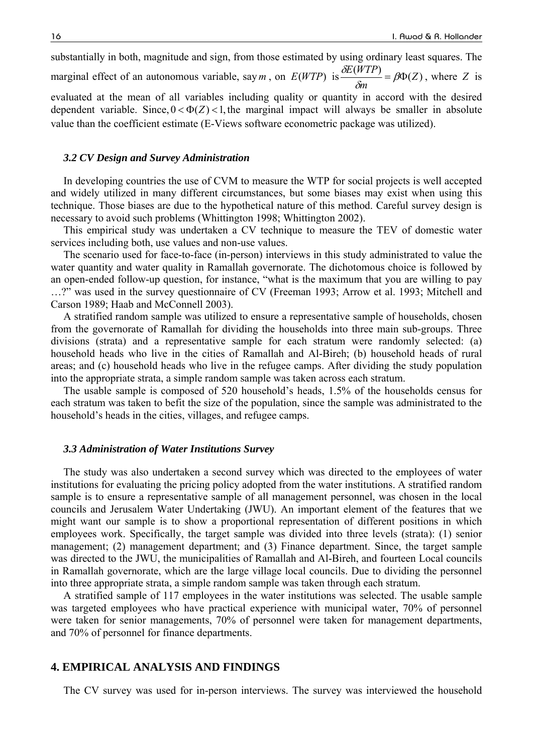substantially in both, magnitude and sign, from those estimated by using ordinary least squares. The marginal effect of an autonomous variable, say $m$, on $E(WTP)$ is $\frac{\delta E(WTP)}{\delta m} = \beta\Phi(Z)$, where $Z$ is evaluated at the mean of all variables including quality or quantity in accord with the desired dependent variable. Since, $0 < \Phi(Z) < 1$, the marginal impact will always be smaller in absolute value than the coefficient estimate (E-Views software econometric package was utilized).

### *3.2 CV Design and Survey Administration*

In developing countries the use of CVM to measure the WTP for social projects is well accepted and widely utilized in many different circumstances, but some biases may exist when using this technique. Those biases are due to the hypothetical nature of this method. Careful survey design is necessary to avoid such problems (Whittington 1998; Whittington 2002).

This empirical study was undertaken a CV technique to measure the TEV of domestic water services including both, use values and non-use values.

The scenario used for face-to-face (in-person) interviews in this study administrated to value the water quantity and water quality in Ramallah governorate. The dichotomous choice is followed by an open-ended follow-up question, for instance, "what is the maximum that you are willing to pay …?" was used in the survey questionnaire of CV (Freeman 1993; Arrow et al. 1993; Mitchell and Carson 1989; Haab and McConnell 2003).

A stratified random sample was utilized to ensure a representative sample of households, chosen from the governorate of Ramallah for dividing the households into three main sub-groups. Three divisions (strata) and a representative sample for each stratum were randomly selected: (a) household heads who live in the cities of Ramallah and Al-Bireh; (b) household heads of rural areas; and (c) household heads who live in the refugee camps. After dividing the study population into the appropriate strata, a simple random sample was taken across each stratum.

The usable sample is composed of 520 household's heads, 1.5% of the households census for each stratum was taken to befit the size of the population, since the sample was administrated to the household's heads in the cities, villages, and refugee camps.

### *3.3 Administration of Water Institutions Survey*

The study was also undertaken a second survey which was directed to the employees of water institutions for evaluating the pricing policy adopted from the water institutions. A stratified random sample is to ensure a representative sample of all management personnel, was chosen in the local councils and Jerusalem Water Undertaking (JWU). An important element of the features that we might want our sample is to show a proportional representation of different positions in which employees work. Specifically, the target sample was divided into three levels (strata): (1) senior management; (2) management department; and (3) Finance department. Since, the target sample was directed to the JWU, the municipalities of Ramallah and Al-Bireh, and fourteen Local councils in Ramallah governorate, which are the large village local councils. Due to dividing the personnel into three appropriate strata, a simple random sample was taken through each stratum.

A stratified sample of 117 employees in the water institutions was selected. The usable sample was targeted employees who have practical experience with municipal water, 70% of personnel were taken for senior managements, 70% of personnel were taken for management departments, and 70% of personnel for finance departments.

## 4. EMPIRICAL ANALYSIS AND FINDINGS

The CV survey was used for in-person interviews. The survey was interviewed the household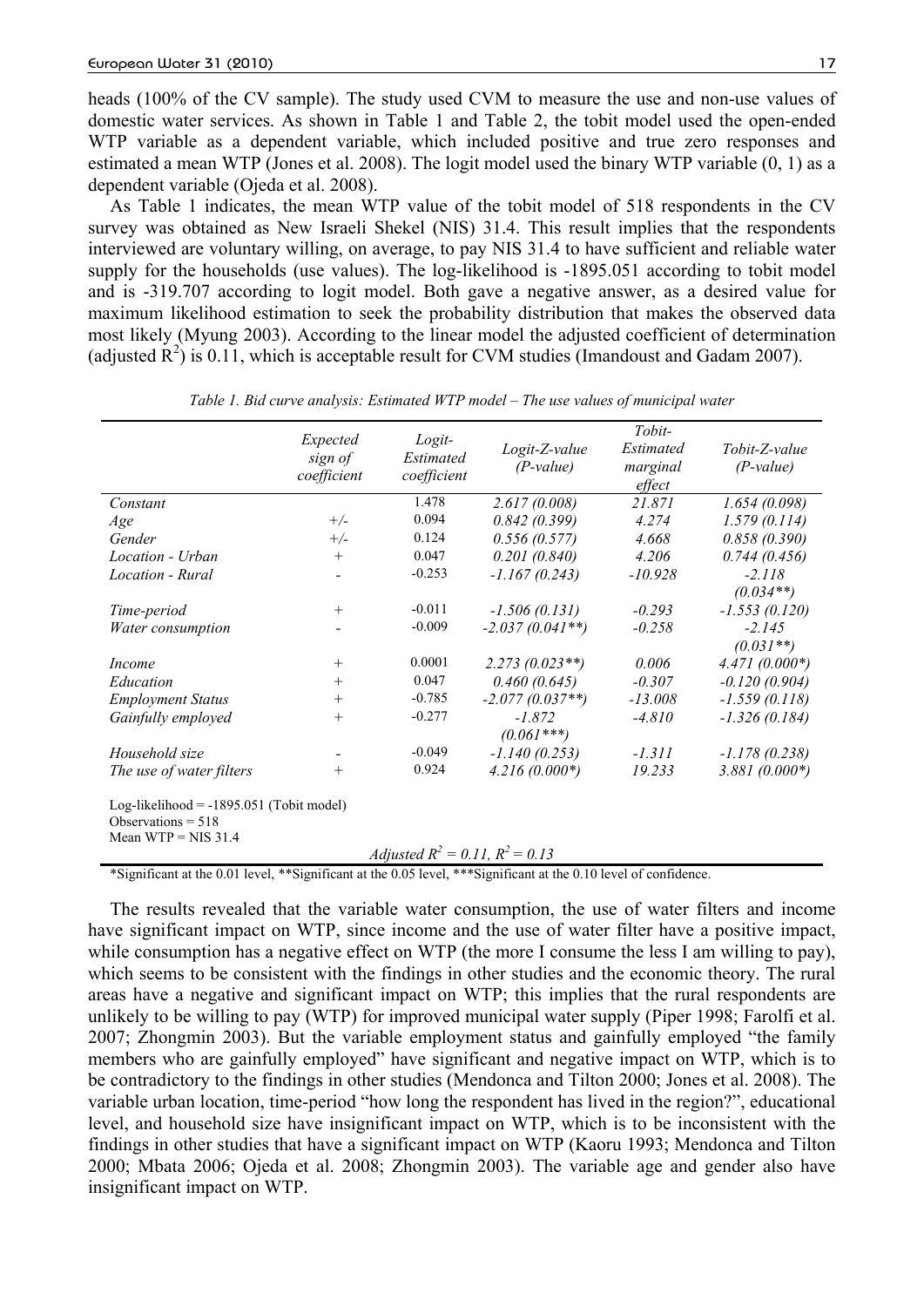heads (100% of the CV sample). The study used CVM to measure the use and non-use values of domestic water services. As shown in Table 1 and Table 2, the tobit model used the open-ended WTP variable as a dependent variable, which included positive and true zero responses and estimated a mean WTP (Jones et al. 2008). The logit model used the binary WTP variable (0, 1) as a dependent variable (Ojeda et al. 2008).

As Table 1 indicates, the mean WTP value of the tobit model of 518 respondents in the CV survey was obtained as New Israeli Shekel (NIS) 31.4. This result implies that the respondents interviewed are voluntary willing, on average, to pay NIS 31.4 to have sufficient and reliable water supply for the households (use values). The log-likelihood is -1895.051 according to tobit model and is -319.707 according to logit model. Both gave a negative answer, as a desired value for maximum likelihood estimation to seek the probability distribution that makes the observed data most likely (Myung 2003). According to the linear model the adjusted coefficient of determination (adjusted $R^2$) is 0.11, which is acceptable result for CVM studies (Imandoust and Gadam 2007).

*Table 1. Bid curve analysis: Estimated WTP model – The use values of municipal water*

| | *Expected sign of coefficient* | *Logit-Estimated coefficient* | *Logit-Z-value (P-value)* | *Tobit-Estimated marginal effect* | *Tobit-Z-value (P-value)* |
|---|---|---|---|---|---|
| *Constant* | | 1.478 | *2.617 (0.008)* | *21.871* | *1.654 (0.098)* |
| *Age* | +/- | 0.094 | *0.842 (0.399)* | *4.274* | *1.579 (0.114)* |
| *Gender* | +/- | 0.124 | *0.556 (0.577)* | *4.668* | *0.858 (0.390)* |
| *Location - Urban* | + | 0.047 | *0.201 (0.840)* | *4.206* | *0.744 (0.456)* |
| *Location - Rural* | - | -0.253 | *-1.167 (0.243)* | *-10.928* | *-2.118 (0.034\*\*)* |
| *Time-period* | + | -0.011 | *-1.506 (0.131)* | *-0.293* | *-1.553 (0.120)* |
| *Water consumption* | - | -0.009 | *-2.037 (0.041\*\*)* | *-0.258* | *-2.145 (0.031\*\*)* |
| *Income* | + | 0.0001 | *2.273 (0.023\*\*)* | *0.006* | *4.471 (0.000\*)* |
| *Education* | + | 0.047 | *0.460 (0.645)* | *-0.307* | *-0.120 (0.904)* |
| *Employment Status* | + | -0.785 | *-2.077 (0.037\*\*)* | *-13.008* | *-1.559 (0.118)* |
| *Gainfully employed* | + | -0.277 | *-1.872 (0.061\*\*\*)* | *-4.810* | *-1.326 (0.184)* |
| *Household size* | - | -0.049 | *-1.140 (0.253)* | *-1.311* | *-1.178 (0.238)* |
| *The use of water filters* | + | 0.924 | *4.216 (0.000\*)* | *19.233* | *3.881 (0.000\*)* |

Log-likelihood = -1895.051 (Tobit model)
Observations = 518
Mean WTP = NIS 31.4

*Adjusted $R^2$ = 0.11, $R^2$ = 0.13*

\*Significant at the 0.01 level, \*\*Significant at the 0.05 level, \*\*\*Significant at the 0.10 level of confidence.

The results revealed that the variable water consumption, the use of water filters and income have significant impact on WTP, since income and the use of water filter have a positive impact, while consumption has a negative effect on WTP (the more I consume the less I am willing to pay), which seems to be consistent with the findings in other studies and the economic theory. The rural areas have a negative and significant impact on WTP; this implies that the rural respondents are unlikely to be willing to pay (WTP) for improved municipal water supply (Piper 1998; Farolfi et al. 2007; Zhongmin 2003). But the variable employment status and gainfully employed "the family members who are gainfully employed" have significant and negative impact on WTP, which is to be contradictory to the findings in other studies (Mendonca and Tilton 2000; Jones et al. 2008). The variable urban location, time-period "how long the respondent has lived in the region?", educational level, and household size have insignificant impact on WTP, which is to be inconsistent with the findings in other studies that have a significant impact on WTP (Kaoru 1993; Mendonca and Tilton 2000; Mbata 2006; Ojeda et al. 2008; Zhongmin 2003). The variable age and gender also have insignificant impact on WTP.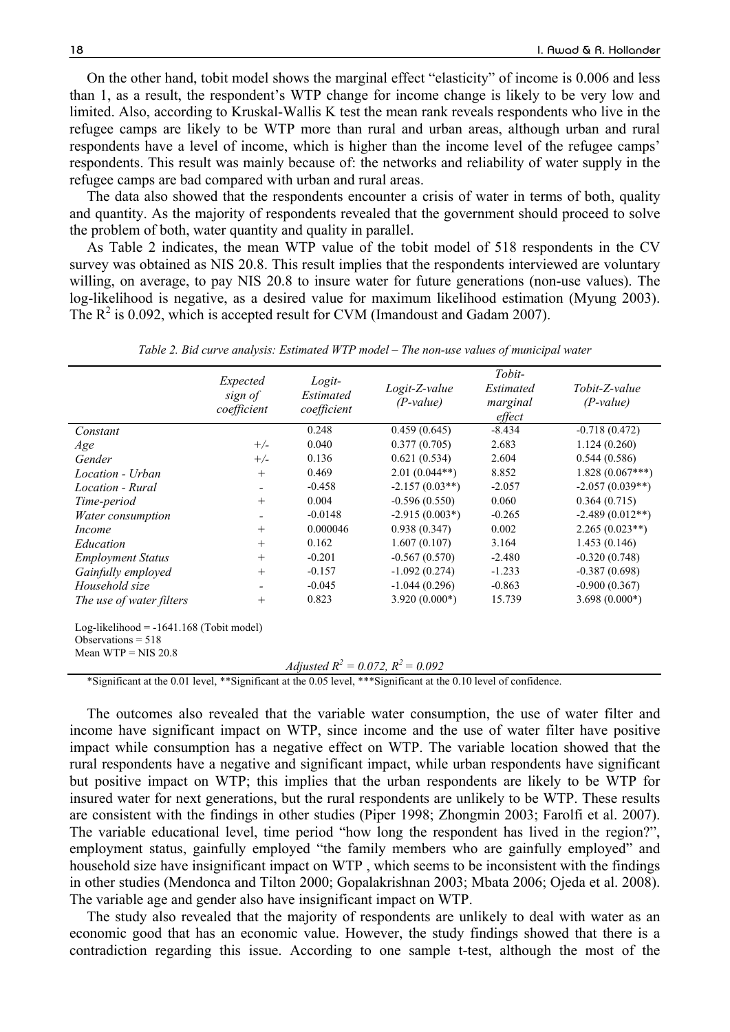On the other hand, tobit model shows the marginal effect "elasticity" of income is 0.006 and less than 1, as a result, the respondent's WTP change for income change is likely to be very low and limited. Also, according to Kruskal-Wallis K test the mean rank reveals respondents who live in the refugee camps are likely to be WTP more than rural and urban areas, although urban and rural respondents have a level of income, which is higher than the income level of the refugee camps' respondents. This result was mainly because of: the networks and reliability of water supply in the refugee camps are bad compared with urban and rural areas.

The data also showed that the respondents encounter a crisis of water in terms of both, quality and quantity. As the majority of respondents revealed that the government should proceed to solve the problem of both, water quantity and quality in parallel.

As Table 2 indicates, the mean WTP value of the tobit model of 518 respondents in the CV survey was obtained as NIS 20.8. This result implies that the respondents interviewed are voluntary willing, on average, to pay NIS 20.8 to insure water for future generations (non-use values). The log-likelihood is negative, as a desired value for maximum likelihood estimation (Myung 2003). The $R^2$ is 0.092, which is accepted result for CVM (Imandoust and Gadam 2007).

*Table 2. Bid curve analysis: Estimated WTP model – The non-use values of municipal water*

| | *Expected sign of coefficient* | *Logit-Estimated coefficient* | *Logit-Z-value (P-value)* | *Tobit-Estimated marginal effect* | *Tobit-Z-value (P-value)* |
|---|---|---|---|---|---|
| *Constant* | | 0.248 | 0.459 (0.645) | -8.434 | -0.718 (0.472) |
| *Age* | +/- | 0.040 | 0.377 (0.705) | 2.683 | 1.124 (0.260) |
| *Gender* | +/- | 0.136 | 0.621 (0.534) | 2.604 | 0.544 (0.586) |
| *Location - Urban* | + | 0.469 | 2.01 (0.044**) | 8.852 | 1.828 (0.067***) |
| *Location - Rural* | - | -0.458 | -2.157 (0.03**) | -2.057 | -2.057 (0.039**) |
| *Time-period* | + | 0.004 | -0.596 (0.550) | 0.060 | 0.364 (0.715) |
| *Water consumption* | - | -0.0148 | -2.915 (0.003*) | -0.265 | -2.489 (0.012**) |
| *Income* | + | 0.000046 | 0.938 (0.347) | 0.002 | 2.265 (0.023**) |
| *Education* | + | 0.162 | 1.607 (0.107) | 3.164 | 1.453 (0.146) |
| *Employment Status* | + | -0.201 | -0.567 (0.570) | -2.480 | -0.320 (0.748) |
| *Gainfully employed* | + | -0.157 | -1.092 (0.274) | -1.233 | -0.387 (0.698) |
| *Household size* | - | -0.045 | -1.044 (0.296) | -0.863 | -0.900 (0.367) |
| *The use of water filters* | + | 0.823 | 3.920 (0.000*) | 15.739 | 3.698 (0.000*) |

Log-likelihood = -1641.168 (Tobit model)
Observations = 518
Mean WTP = NIS 20.8

*Adjusted* $R^2 = 0.072$, $R^2 = 0.092$

*Significant at the 0.01 level, **Significant at the 0.05 level, ***Significant at the 0.10 level of confidence.

The outcomes also revealed that the variable water consumption, the use of water filter and income have significant impact on WTP, since income and the use of water filter have positive impact while consumption has a negative effect on WTP. The variable location showed that the rural respondents have a negative and significant impact, while urban respondents have significant but positive impact on WTP; this implies that the urban respondents are likely to be WTP for insured water for next generations, but the rural respondents are unlikely to be WTP. These results are consistent with the findings in other studies (Piper 1998; Zhongmin 2003; Farolfi et al. 2007). The variable educational level, time period "how long the respondent has lived in the region?", employment status, gainfully employed "the family members who are gainfully employed" and household size have insignificant impact on WTP , which seems to be inconsistent with the findings in other studies (Mendonca and Tilton 2000; Gopalakrishnan 2003; Mbata 2006; Ojeda et al. 2008). The variable age and gender also have insignificant impact on WTP.

The study also revealed that the majority of respondents are unlikely to deal with water as an economic good that has an economic value. However, the study findings showed that there is a contradiction regarding this issue. According to one sample t-test, although the most of the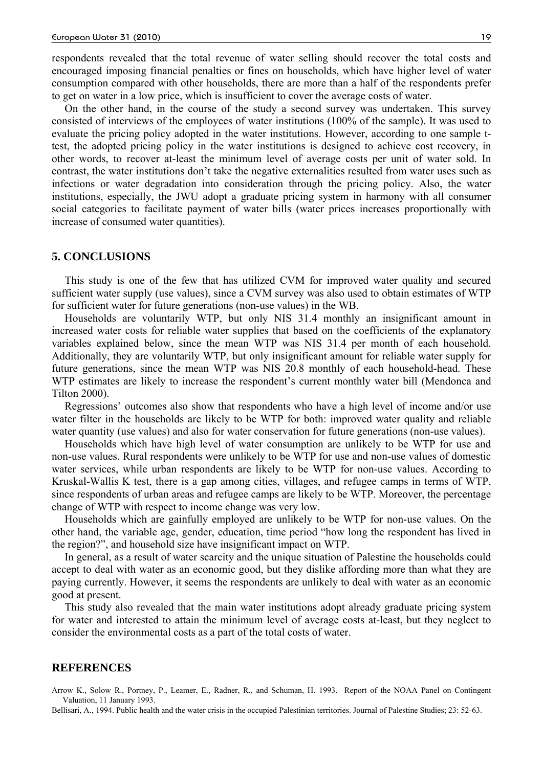respondents revealed that the total revenue of water selling should recover the total costs and encouraged imposing financial penalties or fines on households, which have higher level of water consumption compared with other households, there are more than a half of the respondents prefer to get on water in a low price, which is insufficient to cover the average costs of water.

On the other hand, in the course of the study a second survey was undertaken. This survey consisted of interviews of the employees of water institutions (100% of the sample). It was used to evaluate the pricing policy adopted in the water institutions. However, according to one sample t-test, the adopted pricing policy in the water institutions is designed to achieve cost recovery, in other words, to recover at-least the minimum level of average costs per unit of water sold. In contrast, the water institutions don't take the negative externalities resulted from water uses such as infections or water degradation into consideration through the pricing policy. Also, the water institutions, especially, the JWU adopt a graduate pricing system in harmony with all consumer social categories to facilitate payment of water bills (water prices increases proportionally with increase of consumed water quantities).

## 5. CONCLUSIONS

This study is one of the few that has utilized CVM for improved water quality and secured sufficient water supply (use values), since a CVM survey was also used to obtain estimates of WTP for sufficient water for future generations (non-use values) in the WB.

Households are voluntarily WTP, but only NIS 31.4 monthly an insignificant amount in increased water costs for reliable water supplies that based on the coefficients of the explanatory variables explained below, since the mean WTP was NIS 31.4 per month of each household. Additionally, they are voluntarily WTP, but only insignificant amount for reliable water supply for future generations, since the mean WTP was NIS 20.8 monthly of each household-head. These WTP estimates are likely to increase the respondent's current monthly water bill (Mendonca and Tilton 2000).

Regressions' outcomes also show that respondents who have a high level of income and/or use water filter in the households are likely to be WTP for both: improved water quality and reliable water quantity (use values) and also for water conservation for future generations (non-use values).

Households which have high level of water consumption are unlikely to be WTP for use and non-use values. Rural respondents were unlikely to be WTP for use and non-use values of domestic water services, while urban respondents are likely to be WTP for non-use values. According to Kruskal-Wallis K test, there is a gap among cities, villages, and refugee camps in terms of WTP, since respondents of urban areas and refugee camps are likely to be WTP. Moreover, the percentage change of WTP with respect to income change was very low.

Households which are gainfully employed are unlikely to be WTP for non-use values. On the other hand, the variable age, gender, education, time period "how long the respondent has lived in the region?", and household size have insignificant impact on WTP.

In general, as a result of water scarcity and the unique situation of Palestine the households could accept to deal with water as an economic good, but they dislike affording more than what they are paying currently. However, it seems the respondents are unlikely to deal with water as an economic good at present.

This study also revealed that the main water institutions adopt already graduate pricing system for water and interested to attain the minimum level of average costs at-least, but they neglect to consider the environmental costs as a part of the total costs of water.

## REFERENCES

Arrow K., Solow R., Portney, P., Leamer, E., Radner, R., and Schuman, H. 1993. Report of the NOAA Panel on Contingent Valuation, 11 January 1993.

Bellisari, A., 1994. Public health and the water crisis in the occupied Palestinian territories. Journal of Palestine Studies; 23: 52-63.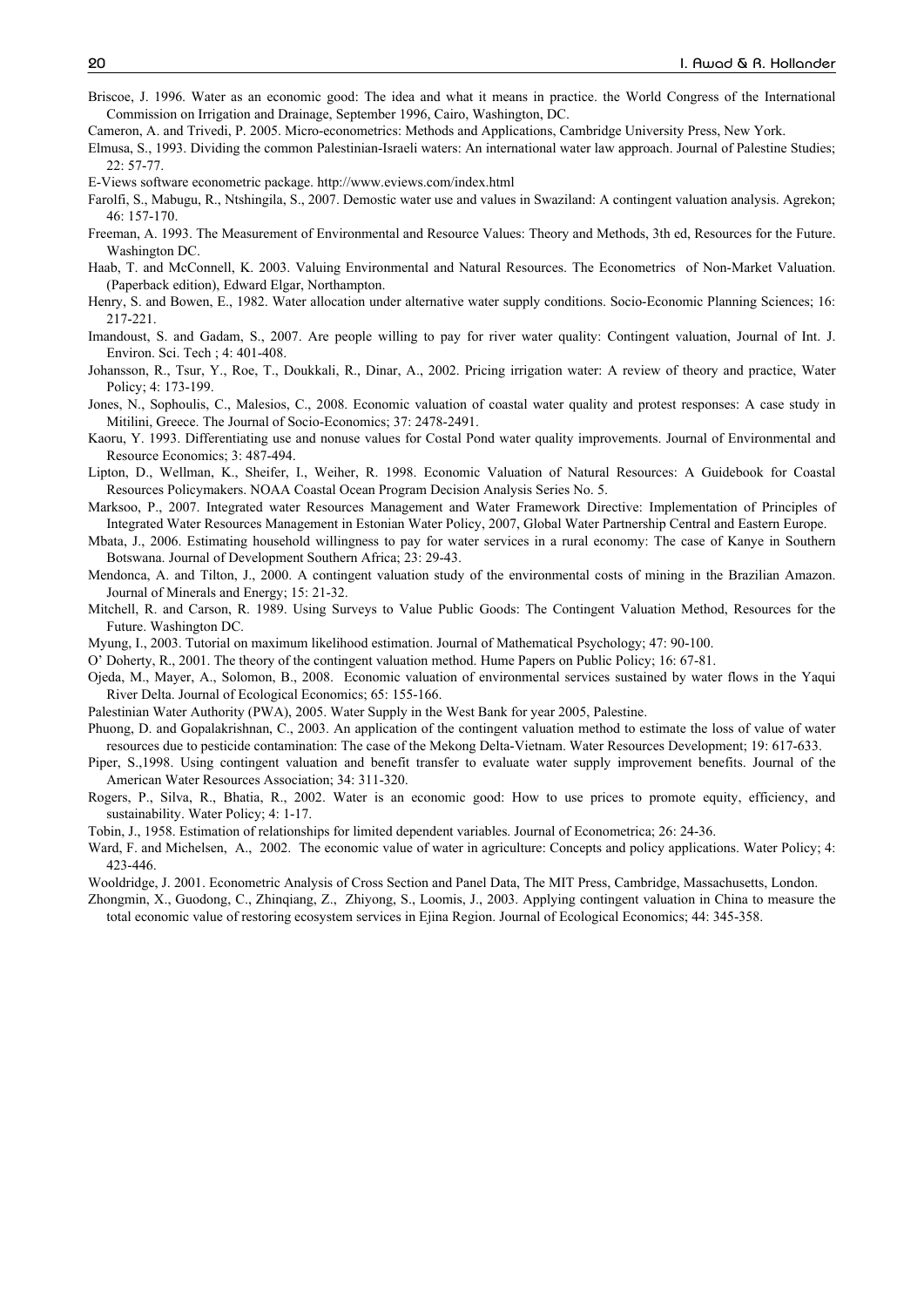Briscoe, J. 1996. Water as an economic good: The idea and what it means in practice. the World Congress of the International Commission on Irrigation and Drainage, September 1996, Cairo, Washington, DC.

Cameron, A. and Trivedi, P. 2005. Micro-econometrics: Methods and Applications, Cambridge University Press, New York.

Elmusa, S., 1993. Dividing the common Palestinian-Israeli waters: An international water law approach. Journal of Palestine Studies; 22: 57-77.

E-Views software econometric package. http://www.eviews.com/index.html

Farolfi, S., Mabugu, R., Ntshingila, S., 2007. Demostic water use and values in Swaziland: A contingent valuation analysis. Agrekon; 46: 157-170.

Freeman, A. 1993. The Measurement of Environmental and Resource Values: Theory and Methods, 3th ed, Resources for the Future. Washington DC.

Haab, T. and McConnell, K. 2003. Valuing Environmental and Natural Resources. The Econometrics of Non-Market Valuation. (Paperback edition), Edward Elgar, Northampton.

Henry, S. and Bowen, E., 1982. Water allocation under alternative water supply conditions. Socio-Economic Planning Sciences; 16: 217-221.

Imandoust, S. and Gadam, S., 2007. Are people willing to pay for river water quality: Contingent valuation, Journal of Int. J. Environ. Sci. Tech ; 4: 401-408.

Johansson, R., Tsur, Y., Roe, T., Doukkali, R., Dinar, A., 2002. Pricing irrigation water: A review of theory and practice, Water Policy; 4: 173-199.

Jones, N., Sophoulis, C., Malesios, C., 2008. Economic valuation of coastal water quality and protest responses: A case study in Mitilini, Greece. The Journal of Socio-Economics; 37: 2478-2491.

Kaoru, Y. 1993. Differentiating use and nonuse values for Costal Pond water quality improvements. Journal of Environmental and Resource Economics; 3: 487-494.

Lipton, D., Wellman, K., Sheifer, I., Weiher, R. 1998. Economic Valuation of Natural Resources: A Guidebook for Coastal Resources Policymakers. NOAA Coastal Ocean Program Decision Analysis Series No. 5.

Marksoo, P., 2007. Integrated water Resources Management and Water Framework Directive: Implementation of Principles of Integrated Water Resources Management in Estonian Water Policy, 2007, Global Water Partnership Central and Eastern Europe.

Mbata, J., 2006. Estimating household willingness to pay for water services in a rural economy: The case of Kanye in Southern Botswana. Journal of Development Southern Africa; 23: 29-43.

Mendonca, A. and Tilton, J., 2000. A contingent valuation study of the environmental costs of mining in the Brazilian Amazon. Journal of Minerals and Energy; 15: 21-32.

Mitchell, R. and Carson, R. 1989. Using Surveys to Value Public Goods: The Contingent Valuation Method, Resources for the Future. Washington DC.

Myung, I., 2003. Tutorial on maximum likelihood estimation. Journal of Mathematical Psychology; 47: 90-100.

O' Doherty, R., 2001. The theory of the contingent valuation method. Hume Papers on Public Policy; 16: 67-81.

Ojeda, M., Mayer, A., Solomon, B., 2008. Economic valuation of environmental services sustained by water flows in the Yaqui River Delta. Journal of Ecological Economics; 65: 155-166.

Palestinian Water Authority (PWA), 2005. Water Supply in the West Bank for year 2005, Palestine.

Phuong, D. and Gopalakrishnan, C., 2003. An application of the contingent valuation method to estimate the loss of value of water resources due to pesticide contamination: The case of the Mekong Delta-Vietnam. Water Resources Development; 19: 617-633.

Piper, S.,1998. Using contingent valuation and benefit transfer to evaluate water supply improvement benefits. Journal of the American Water Resources Association; 34: 311-320.

Rogers, P., Silva, R., Bhatia, R., 2002. Water is an economic good: How to use prices to promote equity, efficiency, and sustainability. Water Policy; 4: 1-17.

Tobin, J., 1958. Estimation of relationships for limited dependent variables. Journal of Econometrica; 26: 24-36.

Ward, F. and Michelsen, A., 2002. The economic value of water in agriculture: Concepts and policy applications. Water Policy; 4: 423-446.

Wooldridge, J. 2001. Econometric Analysis of Cross Section and Panel Data, The MIT Press, Cambridge, Massachusetts, London.

Zhongmin, X., Guodong, C., Zhinqiang, Z., Zhiyong, S., Loomis, J., 2003. Applying contingent valuation in China to measure the total economic value of restoring ecosystem services in Ejina Region. Journal of Ecological Economics; 44: 345-358.